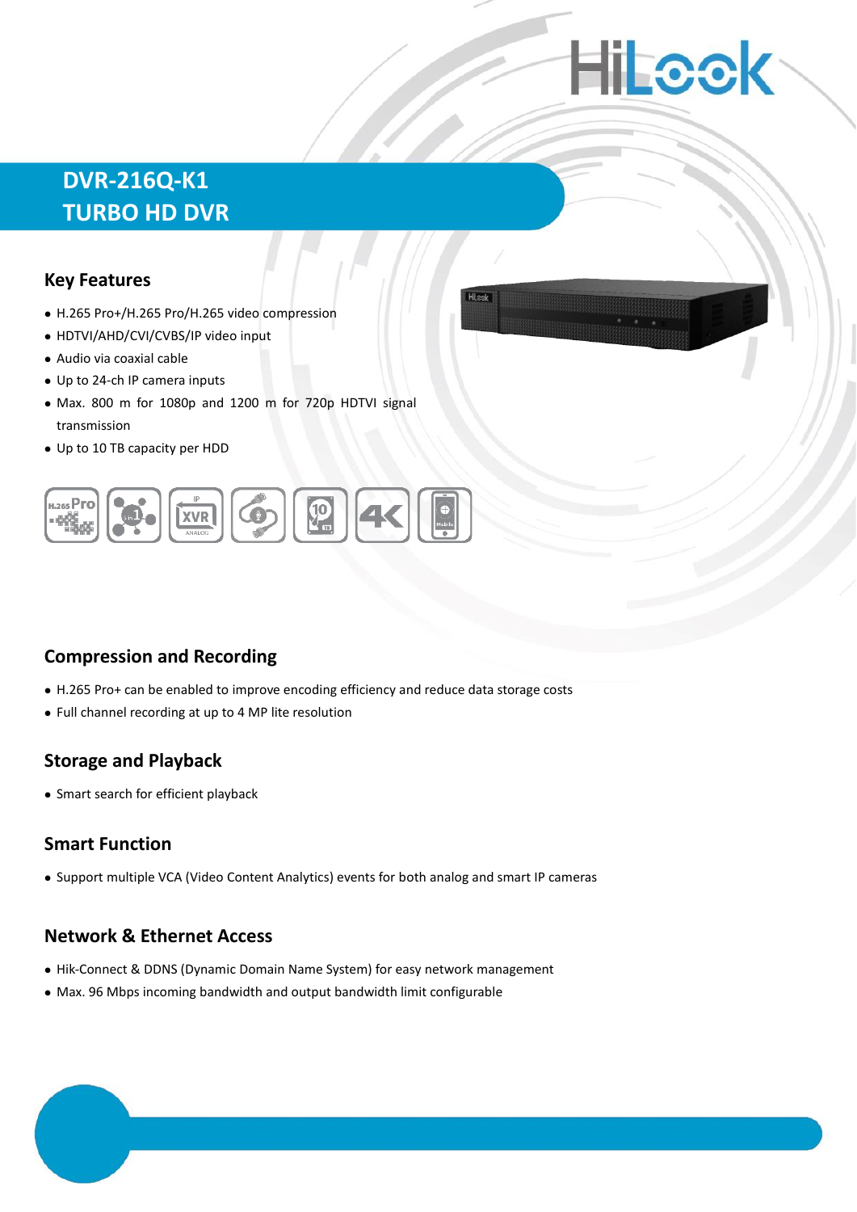# DVR-216Q-K1
# TURBO HD DVR

## Key Features

- H.265 Pro+/H.265 Pro/H.265 video compression
- HDTVI/AHD/CVI/CVBS/IP video input
- Audio via coaxial cable
- Up to 24-ch IP camera inputs
- Max. 800 m for 1080p and 1200 m for 720p HDTVI signal transmission
- Up to 10 TB capacity per HDD

## Compression and Recording

- H.265 Pro+ can be enabled to improve encoding efficiency and reduce data storage costs
- Full channel recording at up to 4 MP lite resolution

## Storage and Playback

- Smart search for efficient playback

## Smart Function

- Support multiple VCA (Video Content Analytics) events for both analog and smart IP cameras

## Network & Ethernet Access

- Hik-Connect & DDNS (Dynamic Domain Name System) for easy network management
- Max. 96 Mbps incoming bandwidth and output bandwidth limit configurable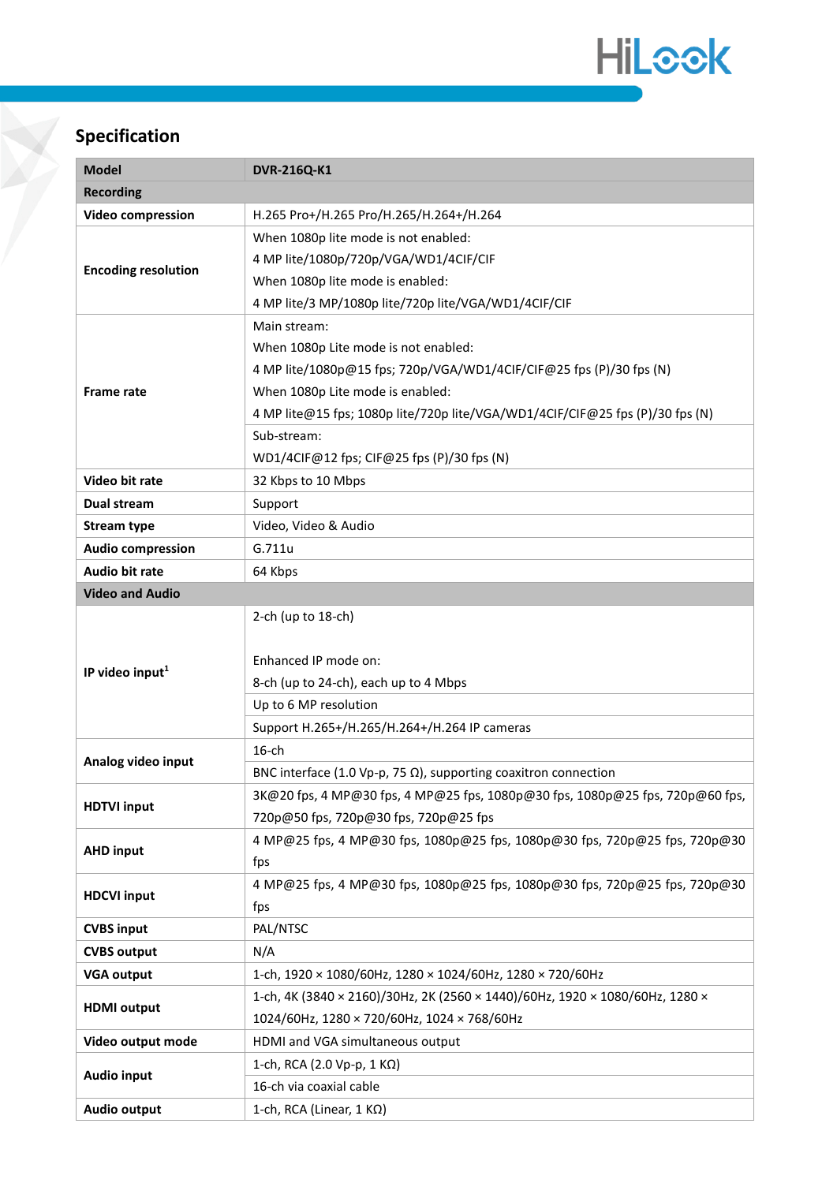## Specification

| Model | DVR-216Q-K1 |
|---|---|
| **Recording** | |
| **Video compression** | H.265 Pro+/H.265 Pro/H.265/H.264+/H.264 |
| **Encoding resolution** | When 1080p lite mode is not enabled:<br>4 MP lite/1080p/720p/VGA/WD1/4CIF/CIF<br>When 1080p lite mode is enabled:<br>4 MP lite/3 MP/1080p lite/720p lite/VGA/WD1/4CIF/CIF |
| **Frame rate** | Main stream:<br>When 1080p Lite mode is not enabled:<br>4 MP lite/1080p@15 fps; 720p/VGA/WD1/4CIF/CIF@25 fps (P)/30 fps (N)<br>When 1080p Lite mode is enabled:<br>4 MP lite@15 fps; 1080p lite/720p lite/VGA/WD1/4CIF/CIF@25 fps (P)/30 fps (N) |
| | Sub-stream:<br>WD1/4CIF@12 fps; CIF@25 fps (P)/30 fps (N) |
| **Video bit rate** | 32 Kbps to 10 Mbps |
| **Dual stream** | Support |
| **Stream type** | Video, Video & Audio |
| **Audio compression** | G.711u |
| **Audio bit rate** | 64 Kbps |
| **Video and Audio** | |
| **IP video input**[1] | 2-ch (up to 18-ch)<br><br>Enhanced IP mode on:<br>8-ch (up to 24-ch), each up to 4 Mbps |
| | Up to 6 MP resolution |
| | Support H.265+/H.265/H.264+/H.264 IP cameras |
| **Analog video input** | 16-ch |
| | BNC interface (1.0 Vp-p, 75 Ω), supporting coaxitron connection |
| **HDTVI input** | 3K@20 fps, 4 MP@30 fps, 4 MP@25 fps, 1080p@30 fps, 1080p@25 fps, 720p@60 fps, 720p@50 fps, 720p@30 fps, 720p@25 fps |
| **AHD input** | 4 MP@25 fps, 4 MP@30 fps, 1080p@25 fps, 1080p@30 fps, 720p@25 fps, 720p@30 fps |
| **HDCVI input** | 4 MP@25 fps, 4 MP@30 fps, 1080p@25 fps, 1080p@30 fps, 720p@25 fps, 720p@30 fps |
| **CVBS input** | PAL/NTSC |
| **CVBS output** | N/A |
| **VGA output** | 1-ch, 1920 × 1080/60Hz, 1280 × 1024/60Hz, 1280 × 720/60Hz |
| **HDMI output** | 1-ch, 4K (3840 × 2160)/30Hz, 2K (2560 × 1440)/60Hz, 1920 × 1080/60Hz, 1280 × 1024/60Hz, 1280 × 720/60Hz, 1024 × 768/60Hz |
| **Video output mode** | HDMI and VGA simultaneous output |
| **Audio input** | 1-ch, RCA (2.0 Vp-p, 1 KΩ) |
| | 16-ch via coaxial cable |
| **Audio output** | 1-ch, RCA (Linear, 1 KΩ) |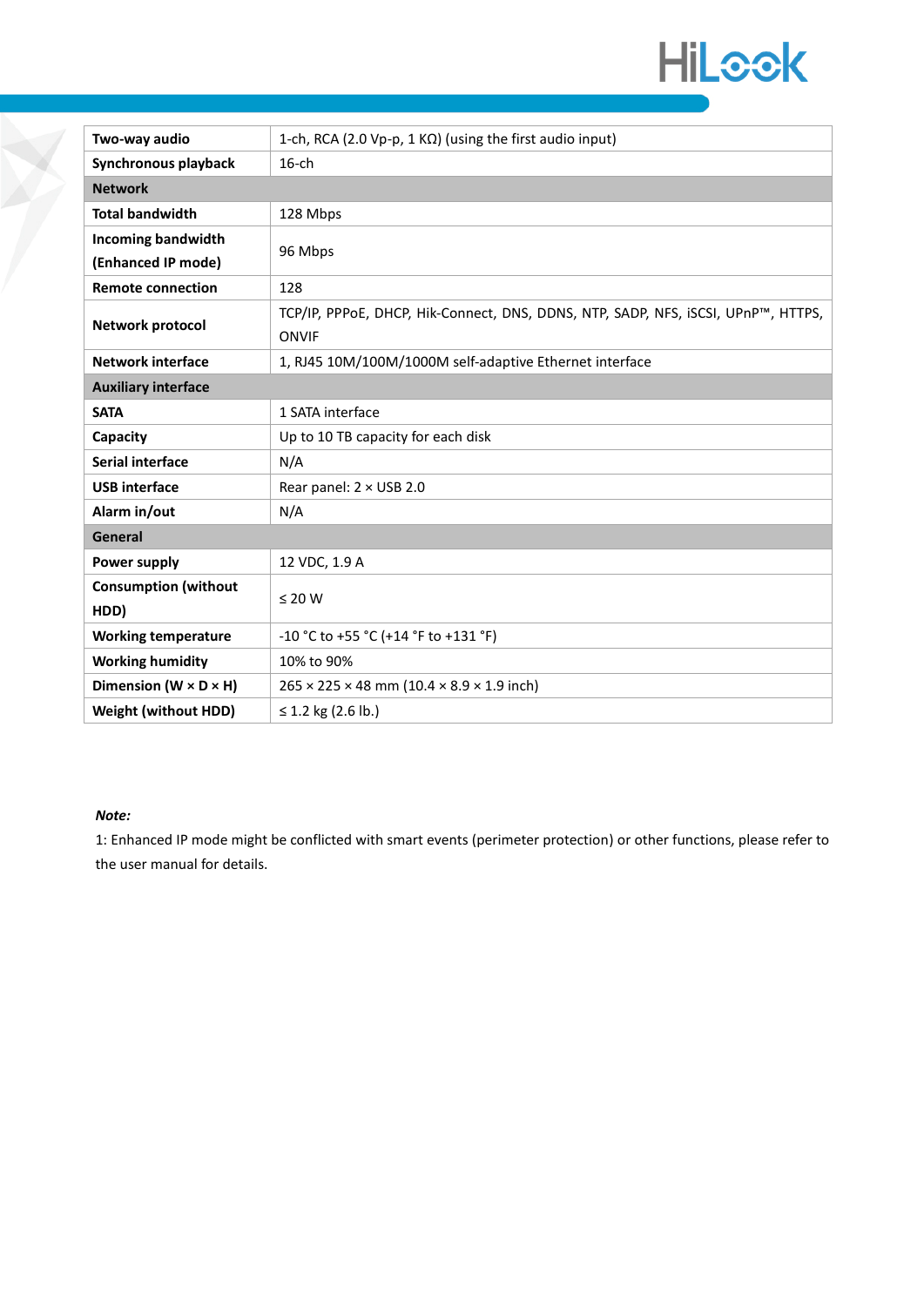| | |
|---|---|
| **Two-way audio** | 1-ch, RCA (2.0 Vp-p, 1 KΩ) (using the first audio input) |
| **Synchronous playback** | 16-ch |
| **Network** | |
| **Total bandwidth** | 128 Mbps |
| **Incoming bandwidth (Enhanced IP mode)** | 96 Mbps |
| **Remote connection** | 128 |
| **Network protocol** | TCP/IP, PPPoE, DHCP, Hik-Connect, DNS, DDNS, NTP, SADP, NFS, iSCSI, UPnP™, HTTPS, ONVIF |
| **Network interface** | 1, RJ45 10M/100M/1000M self-adaptive Ethernet interface |
| **Auxiliary interface** | |
| **SATA** | 1 SATA interface |
| **Capacity** | Up to 10 TB capacity for each disk |
| **Serial interface** | N/A |
| **USB interface** | Rear panel: 2 × USB 2.0 |
| **Alarm in/out** | N/A |
| **General** | |
| **Power supply** | 12 VDC, 1.9 A |
| **Consumption (without HDD)** | ≤ 20 W |
| **Working temperature** | -10 °C to +55 °C (+14 °F to +131 °F) |
| **Working humidity** | 10% to 90% |
| **Dimension (W × D × H)** | 265 × 225 × 48 mm (10.4 × 8.9 × 1.9 inch) |
| **Weight (without HDD)** | ≤ 1.2 kg (2.6 lb.) |

***Note:***

1: Enhanced IP mode might be conflicted with smart events (perimeter protection) or other functions, please refer to the user manual for details.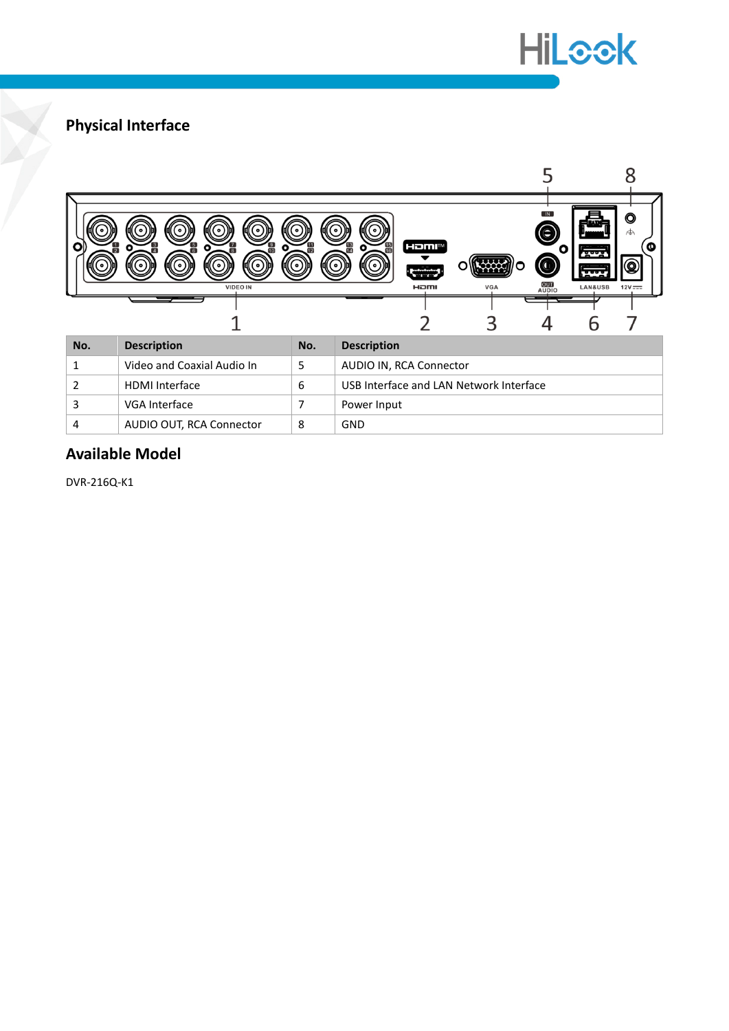## Physical Interface

| No. | Description | No. | Description |
|---|---|---|---|
| 1 | Video and Coaxial Audio In | 5 | AUDIO IN, RCA Connector |
| 2 | HDMI Interface | 6 | USB Interface and LAN Network Interface |
| 3 | VGA Interface | 7 | Power Input |
| 4 | AUDIO OUT, RCA Connector | 8 | GND |

## Available Model

DVR-216Q-K1